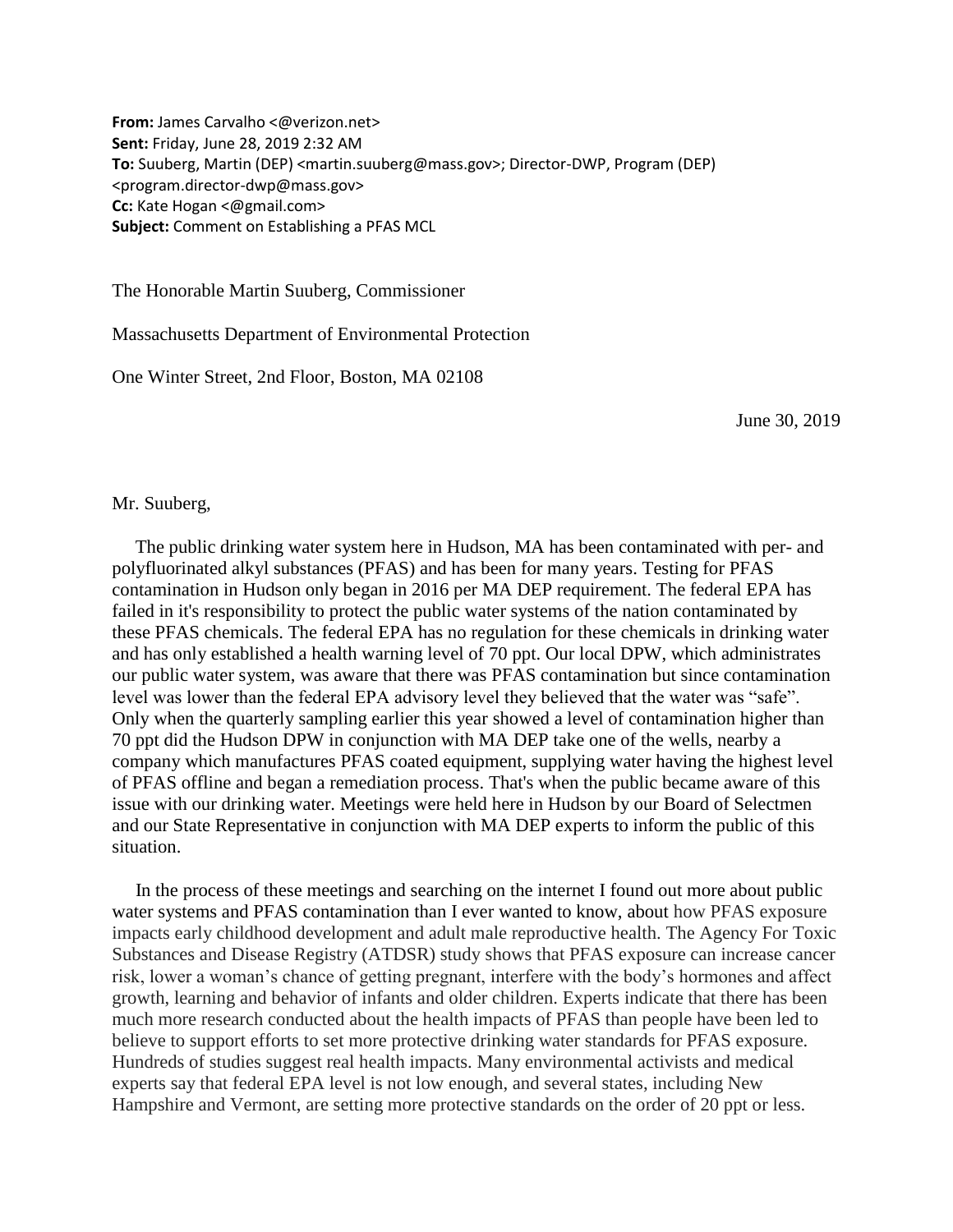**From:** James Carvalho <@verizon.net>
**Sent:** Friday, June 28, 2019 2:32 AM
**To:** Suuberg, Martin (DEP) <martin.suuberg@mass.gov>; Director-DWP, Program (DEP) <program.director-dwp@mass.gov>
**Cc:** Kate Hogan <@gmail.com>
**Subject:** Comment on Establishing a PFAS MCL

The Honorable Martin Suuberg, Commissioner

Massachusetts Department of Environmental Protection

One Winter Street, 2nd Floor, Boston, MA 02108

June 30, 2019

Mr. Suuberg,

The public drinking water system here in Hudson, MA has been contaminated with per- and polyfluorinated alkyl substances (PFAS) and has been for many years. Testing for PFAS contamination in Hudson only began in 2016 per MA DEP requirement. The federal EPA has failed in it's responsibility to protect the public water systems of the nation contaminated by these PFAS chemicals. The federal EPA has no regulation for these chemicals in drinking water and has only established a health warning level of 70 ppt. Our local DPW, which administrates our public water system, was aware that there was PFAS contamination but since contamination level was lower than the federal EPA advisory level they believed that the water was "safe". Only when the quarterly sampling earlier this year showed a level of contamination higher than 70 ppt did the Hudson DPW in conjunction with MA DEP take one of the wells, nearby a company which manufactures PFAS coated equipment, supplying water having the highest level of PFAS offline and began a remediation process. That's when the public became aware of this issue with our drinking water. Meetings were held here in Hudson by our Board of Selectmen and our State Representative in conjunction with MA DEP experts to inform the public of this situation.

In the process of these meetings and searching on the internet I found out more about public water systems and PFAS contamination than I ever wanted to know, about how PFAS exposure impacts early childhood development and adult male reproductive health. The Agency For Toxic Substances and Disease Registry (ATDSR) study shows that PFAS exposure can increase cancer risk, lower a woman's chance of getting pregnant, interfere with the body's hormones and affect growth, learning and behavior of infants and older children. Experts indicate that there has been much more research conducted about the health impacts of PFAS than people have been led to believe to support efforts to set more protective drinking water standards for PFAS exposure. Hundreds of studies suggest real health impacts. Many environmental activists and medical experts say that federal EPA level is not low enough, and several states, including New Hampshire and Vermont, are setting more protective standards on the order of 20 ppt or less.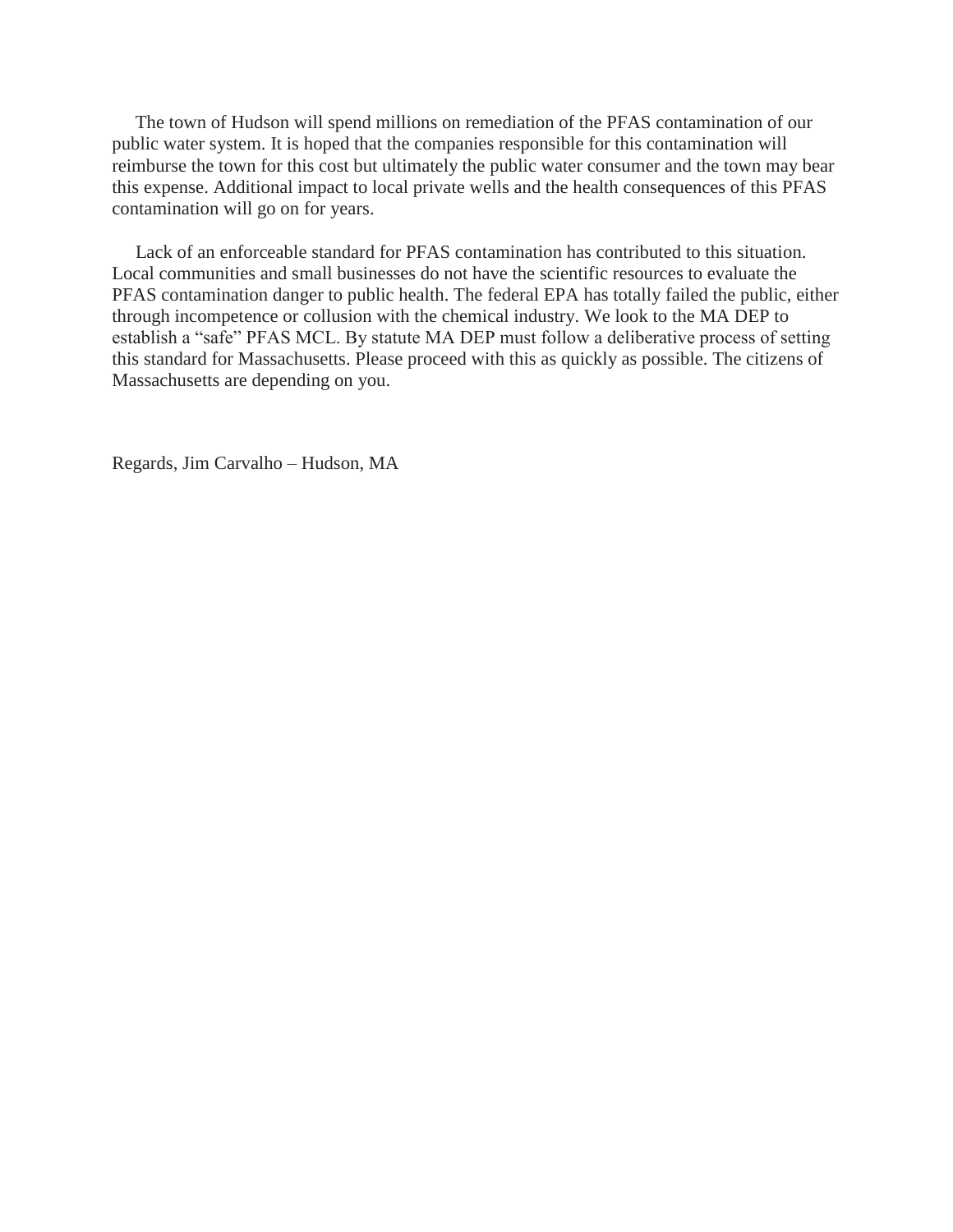The town of Hudson will spend millions on remediation of the PFAS contamination of our public water system. It is hoped that the companies responsible for this contamination will reimburse the town for this cost but ultimately the public water consumer and the town may bear this expense. Additional impact to local private wells and the health consequences of this PFAS contamination will go on for years.

Lack of an enforceable standard for PFAS contamination has contributed to this situation. Local communities and small businesses do not have the scientific resources to evaluate the PFAS contamination danger to public health. The federal EPA has totally failed the public, either through incompetence or collusion with the chemical industry. We look to the MA DEP to establish a “safe” PFAS MCL. By statute MA DEP must follow a deliberative process of setting this standard for Massachusetts. Please proceed with this as quickly as possible. The citizens of Massachusetts are depending on you.

Regards, Jim Carvalho – Hudson, MA